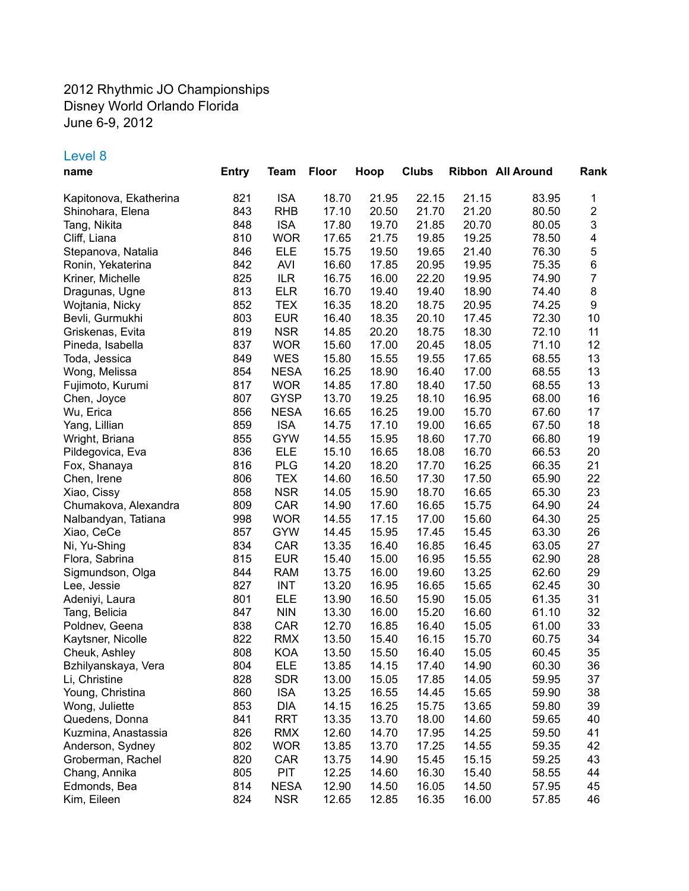2012 Rhythmic JO Championships
Disney World Orlando Florida
June 6-9, 2012

## Level 8

| name | Entry | Team | Floor | Hoop | Clubs | Ribbon | All Around | Rank |
|---|---|---|---|---|---|---|---|---|
| Kapitonova, Ekatherina | 821 | ISA | 18.70 | 21.95 | 22.15 | 21.15 | 83.95 | 1 |
| Shinohara, Elena | 843 | RHB | 17.10 | 20.50 | 21.70 | 21.20 | 80.50 | 2 |
| Tang, Nikita | 848 | ISA | 17.80 | 19.70 | 21.85 | 20.70 | 80.05 | 3 |
| Cliff, Liana | 810 | WOR | 17.65 | 21.75 | 19.85 | 19.25 | 78.50 | 4 |
| Stepanova, Natalia | 846 | ELE | 15.75 | 19.50 | 19.65 | 21.40 | 76.30 | 5 |
| Ronin, Yekaterina | 842 | AVI | 16.60 | 17.85 | 20.95 | 19.95 | 75.35 | 6 |
| Kriner, Michelle | 825 | ILR | 16.75 | 16.00 | 22.20 | 19.95 | 74.90 | 7 |
| Dragunas, Ugne | 813 | ELR | 16.70 | 19.40 | 19.40 | 18.90 | 74.40 | 8 |
| Wojtania, Nicky | 852 | TEX | 16.35 | 18.20 | 18.75 | 20.95 | 74.25 | 9 |
| Bevli, Gurmukhi | 803 | EUR | 16.40 | 18.35 | 20.10 | 17.45 | 72.30 | 10 |
| Griskenas, Evita | 819 | NSR | 14.85 | 20.20 | 18.75 | 18.30 | 72.10 | 11 |
| Pineda, Isabella | 837 | WOR | 15.60 | 17.00 | 20.45 | 18.05 | 71.10 | 12 |
| Toda, Jessica | 849 | WES | 15.80 | 15.55 | 19.55 | 17.65 | 68.55 | 13 |
| Wong, Melissa | 854 | NESA | 16.25 | 18.90 | 16.40 | 17.00 | 68.55 | 13 |
| Fujimoto, Kurumi | 817 | WOR | 14.85 | 17.80 | 18.40 | 17.50 | 68.55 | 13 |
| Chen, Joyce | 807 | GYSP | 13.70 | 19.25 | 18.10 | 16.95 | 68.00 | 16 |
| Wu, Erica | 856 | NESA | 16.65 | 16.25 | 19.00 | 15.70 | 67.60 | 17 |
| Yang, Lillian | 859 | ISA | 14.75 | 17.10 | 19.00 | 16.65 | 67.50 | 18 |
| Wright, Briana | 855 | GYW | 14.55 | 15.95 | 18.60 | 17.70 | 66.80 | 19 |
| Pildegovica, Eva | 836 | ELE | 15.10 | 16.65 | 18.08 | 16.70 | 66.53 | 20 |
| Fox, Shanaya | 816 | PLG | 14.20 | 18.20 | 17.70 | 16.25 | 66.35 | 21 |
| Chen, Irene | 806 | TEX | 14.60 | 16.50 | 17.30 | 17.50 | 65.90 | 22 |
| Xiao, Cissy | 858 | NSR | 14.05 | 15.90 | 18.70 | 16.65 | 65.30 | 23 |
| Chumakova, Alexandra | 809 | CAR | 14.90 | 17.60 | 16.65 | 15.75 | 64.90 | 24 |
| Nalbandyan, Tatiana | 998 | WOR | 14.55 | 17.15 | 17.00 | 15.60 | 64.30 | 25 |
| Xiao, CeCe | 857 | GYW | 14.45 | 15.95 | 17.45 | 15.45 | 63.30 | 26 |
| Ni, Yu-Shing | 834 | CAR | 13.35 | 16.40 | 16.85 | 16.45 | 63.05 | 27 |
| Flora, Sabrina | 815 | EUR | 15.40 | 15.00 | 16.95 | 15.55 | 62.90 | 28 |
| Sigmundson, Olga | 844 | RAM | 13.75 | 16.00 | 19.60 | 13.25 | 62.60 | 29 |
| Lee, Jessie | 827 | INT | 13.20 | 16.95 | 16.65 | 15.65 | 62.45 | 30 |
| Adeniyi, Laura | 801 | ELE | 13.90 | 16.50 | 15.90 | 15.05 | 61.35 | 31 |
| Tang, Belicia | 847 | NIN | 13.30 | 16.00 | 15.20 | 16.60 | 61.10 | 32 |
| Poldnev, Geena | 838 | CAR | 12.70 | 16.85 | 16.40 | 15.05 | 61.00 | 33 |
| Kaytsner, Nicolle | 822 | RMX | 13.50 | 15.40 | 16.15 | 15.70 | 60.75 | 34 |
| Cheuk, Ashley | 808 | KOA | 13.50 | 15.50 | 16.40 | 15.05 | 60.45 | 35 |
| Bzhilyanskaya, Vera | 804 | ELE | 13.85 | 14.15 | 17.40 | 14.90 | 60.30 | 36 |
| Li, Christine | 828 | SDR | 13.00 | 15.05 | 17.85 | 14.05 | 59.95 | 37 |
| Young, Christina | 860 | ISA | 13.25 | 16.55 | 14.45 | 15.65 | 59.90 | 38 |
| Wong, Juliette | 853 | DIA | 14.15 | 16.25 | 15.75 | 13.65 | 59.80 | 39 |
| Quedens, Donna | 841 | RRT | 13.35 | 13.70 | 18.00 | 14.60 | 59.65 | 40 |
| Kuzmina, Anastassia | 826 | RMX | 12.60 | 14.70 | 17.95 | 14.25 | 59.50 | 41 |
| Anderson, Sydney | 802 | WOR | 13.85 | 13.70 | 17.25 | 14.55 | 59.35 | 42 |
| Groberman, Rachel | 820 | CAR | 13.75 | 14.90 | 15.45 | 15.15 | 59.25 | 43 |
| Chang, Annika | 805 | PIT | 12.25 | 14.60 | 16.30 | 15.40 | 58.55 | 44 |
| Edmonds, Bea | 814 | NESA | 12.90 | 14.50 | 16.05 | 14.50 | 57.95 | 45 |
| Kim, Eileen | 824 | NSR | 12.65 | 12.85 | 16.35 | 16.00 | 57.85 | 46 |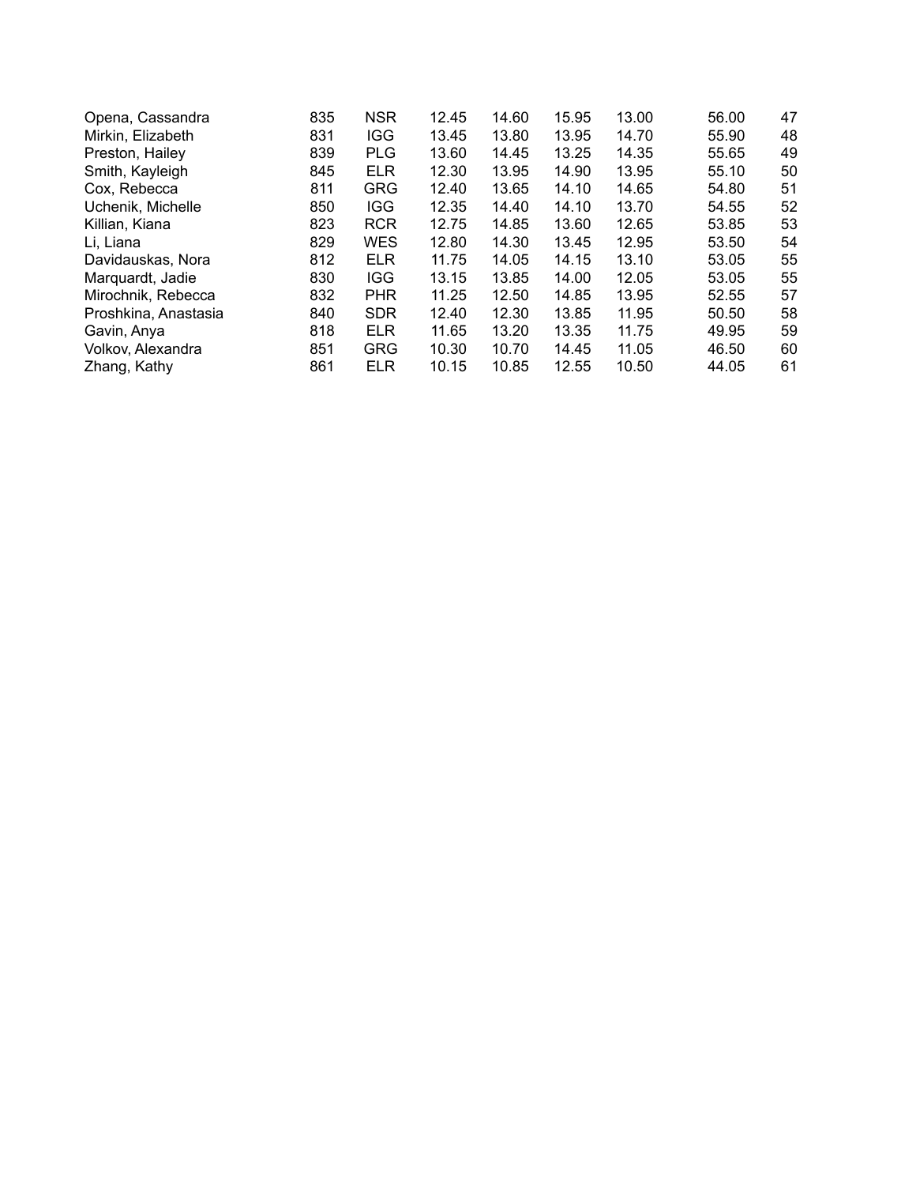| | | | | | | | | |
|---|---|---|---|---|---|---|---|---|
| Opena, Cassandra | 835 | NSR | 12.45 | 14.60 | 15.95 | 13.00 | 56.00 | 47 |
| Mirkin, Elizabeth | 831 | IGG | 13.45 | 13.80 | 13.95 | 14.70 | 55.90 | 48 |
| Preston, Hailey | 839 | PLG | 13.60 | 14.45 | 13.25 | 14.35 | 55.65 | 49 |
| Smith, Kayleigh | 845 | ELR | 12.30 | 13.95 | 14.90 | 13.95 | 55.10 | 50 |
| Cox, Rebecca | 811 | GRG | 12.40 | 13.65 | 14.10 | 14.65 | 54.80 | 51 |
| Uchenik, Michelle | 850 | IGG | 12.35 | 14.40 | 14.10 | 13.70 | 54.55 | 52 |
| Killian, Kiana | 823 | RCR | 12.75 | 14.85 | 13.60 | 12.65 | 53.85 | 53 |
| Li, Liana | 829 | WES | 12.80 | 14.30 | 13.45 | 12.95 | 53.50 | 54 |
| Davidauskas, Nora | 812 | ELR | 11.75 | 14.05 | 14.15 | 13.10 | 53.05 | 55 |
| Marquardt, Jadie | 830 | IGG | 13.15 | 13.85 | 14.00 | 12.05 | 53.05 | 55 |
| Mirochnik, Rebecca | 832 | PHR | 11.25 | 12.50 | 14.85 | 13.95 | 52.55 | 57 |
| Proshkina, Anastasia | 840 | SDR | 12.40 | 12.30 | 13.85 | 11.95 | 50.50 | 58 |
| Gavin, Anya | 818 | ELR | 11.65 | 13.20 | 13.35 | 11.75 | 49.95 | 59 |
| Volkov, Alexandra | 851 | GRG | 10.30 | 10.70 | 14.45 | 11.05 | 46.50 | 60 |
| Zhang, Kathy | 861 | ELR | 10.15 | 10.85 | 12.55 | 10.50 | 44.05 | 61 |